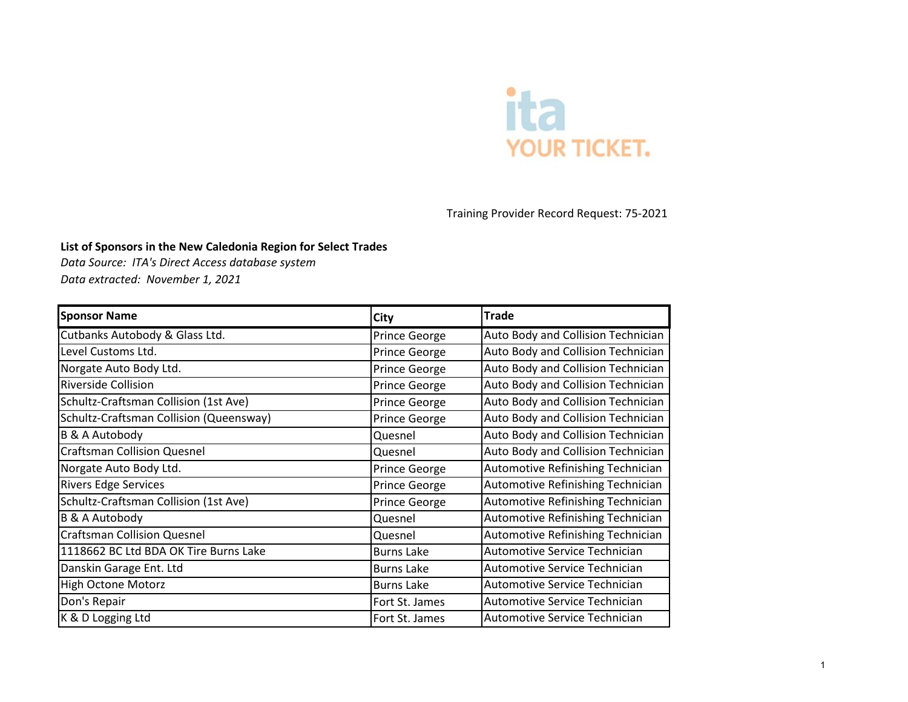ita
YOUR TICKET.

Training Provider Record Request: 75-2021

**List of Sponsors in the New Caledonia Region for Select Trades**

*Data Source: ITA's Direct Access database system*

*Data extracted: November 1, 2021*

| Sponsor Name | City | Trade |
|---|---|---|
| Cutbanks Autobody & Glass Ltd. | Prince George | Auto Body and Collision Technician |
| Level Customs Ltd. | Prince George | Auto Body and Collision Technician |
| Norgate Auto Body Ltd. | Prince George | Auto Body and Collision Technician |
| Riverside Collision | Prince George | Auto Body and Collision Technician |
| Schultz-Craftsman Collision (1st Ave) | Prince George | Auto Body and Collision Technician |
| Schultz-Craftsman Collision (Queensway) | Prince George | Auto Body and Collision Technician |
| B & A Autobody | Quesnel | Auto Body and Collision Technician |
| Craftsman Collision Quesnel | Quesnel | Auto Body and Collision Technician |
| Norgate Auto Body Ltd. | Prince George | Automotive Refinishing Technician |
| Rivers Edge Services | Prince George | Automotive Refinishing Technician |
| Schultz-Craftsman Collision (1st Ave) | Prince George | Automotive Refinishing Technician |
| B & A Autobody | Quesnel | Automotive Refinishing Technician |
| Craftsman Collision Quesnel | Quesnel | Automotive Refinishing Technician |
| 1118662 BC Ltd BDA OK Tire Burns Lake | Burns Lake | Automotive Service Technician |
| Danskin Garage Ent. Ltd | Burns Lake | Automotive Service Technician |
| High Octone Motorz | Burns Lake | Automotive Service Technician |
| Don's Repair | Fort St. James | Automotive Service Technician |
| K & D Logging Ltd | Fort St. James | Automotive Service Technician |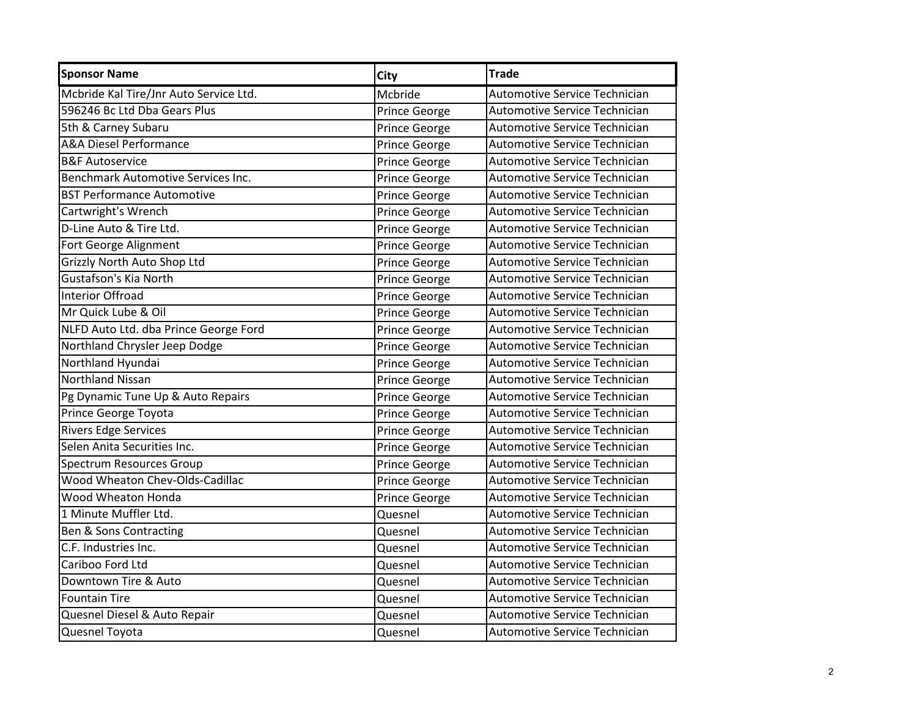| Sponsor Name | City | Trade |
| --- | --- | --- |
| Mcbride Kal Tire/Jnr Auto Service Ltd. | Mcbride | Automotive Service Technician |
| 596246 Bc Ltd Dba Gears Plus | Prince George | Automotive Service Technician |
| 5th & Carney Subaru | Prince George | Automotive Service Technician |
| A&A Diesel Performance | Prince George | Automotive Service Technician |
| B&F Autoservice | Prince George | Automotive Service Technician |
| Benchmark Automotive Services Inc. | Prince George | Automotive Service Technician |
| BST Performance Automotive | Prince George | Automotive Service Technician |
| Cartwright's Wrench | Prince George | Automotive Service Technician |
| D-Line Auto & Tire Ltd. | Prince George | Automotive Service Technician |
| Fort George Alignment | Prince George | Automotive Service Technician |
| Grizzly North Auto Shop Ltd | Prince George | Automotive Service Technician |
| Gustafson's Kia North | Prince George | Automotive Service Technician |
| Interior Offroad | Prince George | Automotive Service Technician |
| Mr Quick Lube & Oil | Prince George | Automotive Service Technician |
| NLFD Auto Ltd. dba Prince George Ford | Prince George | Automotive Service Technician |
| Northland Chrysler Jeep Dodge | Prince George | Automotive Service Technician |
| Northland Hyundai | Prince George | Automotive Service Technician |
| Northland Nissan | Prince George | Automotive Service Technician |
| Pg Dynamic Tune Up & Auto Repairs | Prince George | Automotive Service Technician |
| Prince George Toyota | Prince George | Automotive Service Technician |
| Rivers Edge Services | Prince George | Automotive Service Technician |
| Selen Anita Securities Inc. | Prince George | Automotive Service Technician |
| Spectrum Resources Group | Prince George | Automotive Service Technician |
| Wood Wheaton Chev-Olds-Cadillac | Prince George | Automotive Service Technician |
| Wood Wheaton Honda | Prince George | Automotive Service Technician |
| 1 Minute Muffler Ltd. | Quesnel | Automotive Service Technician |
| Ben & Sons Contracting | Quesnel | Automotive Service Technician |
| C.F. Industries Inc. | Quesnel | Automotive Service Technician |
| Cariboo Ford Ltd | Quesnel | Automotive Service Technician |
| Downtown Tire & Auto | Quesnel | Automotive Service Technician |
| Fountain Tire | Quesnel | Automotive Service Technician |
| Quesnel Diesel & Auto Repair | Quesnel | Automotive Service Technician |
| Quesnel Toyota | Quesnel | Automotive Service Technician |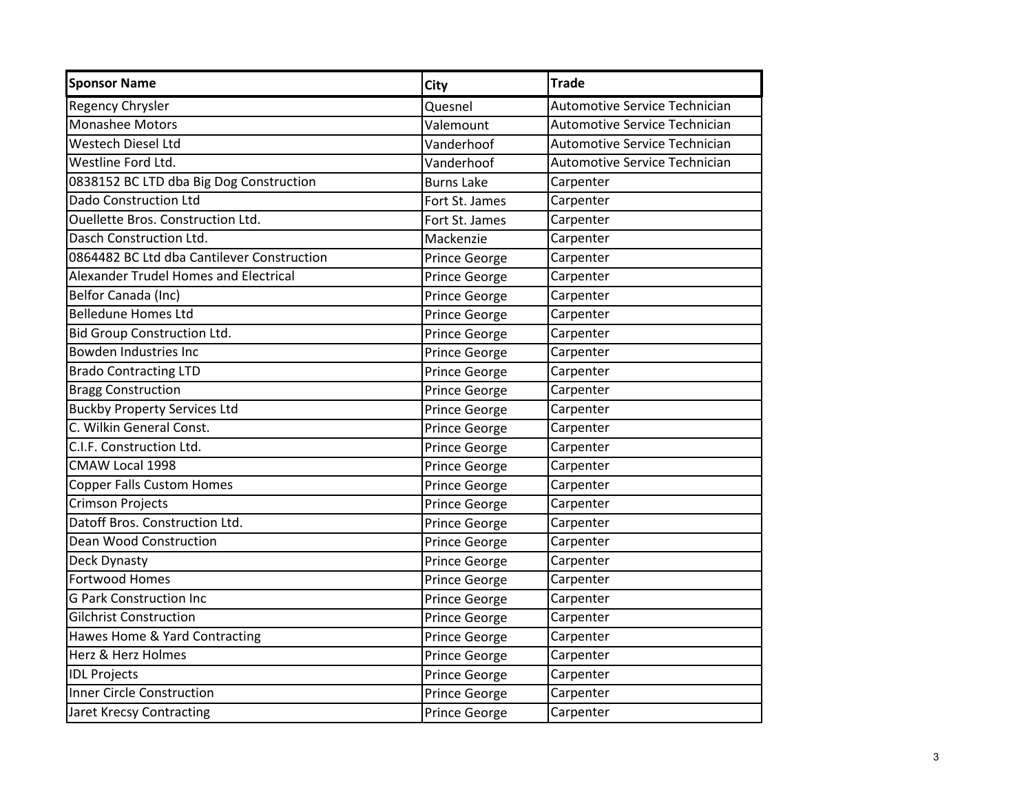| Sponsor Name | City | Trade |
|---|---|---|
| Regency Chrysler | Quesnel | Automotive Service Technician |
| Monashee Motors | Valemount | Automotive Service Technician |
| Westech Diesel Ltd | Vanderhoof | Automotive Service Technician |
| Westline Ford Ltd. | Vanderhoof | Automotive Service Technician |
| 0838152 BC LTD dba Big Dog Construction | Burns Lake | Carpenter |
| Dado Construction Ltd | Fort St. James | Carpenter |
| Ouellette Bros. Construction Ltd. | Fort St. James | Carpenter |
| Dasch Construction Ltd. | Mackenzie | Carpenter |
| 0864482 BC Ltd dba Cantilever Construction | Prince George | Carpenter |
| Alexander Trudel Homes and Electrical | Prince George | Carpenter |
| Belfor Canada (Inc) | Prince George | Carpenter |
| Belledune Homes Ltd | Prince George | Carpenter |
| Bid Group Construction Ltd. | Prince George | Carpenter |
| Bowden Industries Inc | Prince George | Carpenter |
| Brado Contracting LTD | Prince George | Carpenter |
| Bragg Construction | Prince George | Carpenter |
| Buckby Property Services Ltd | Prince George | Carpenter |
| C. Wilkin General Const. | Prince George | Carpenter |
| C.I.F. Construction Ltd. | Prince George | Carpenter |
| CMAW Local 1998 | Prince George | Carpenter |
| Copper Falls Custom Homes | Prince George | Carpenter |
| Crimson Projects | Prince George | Carpenter |
| Datoff Bros. Construction Ltd. | Prince George | Carpenter |
| Dean Wood Construction | Prince George | Carpenter |
| Deck Dynasty | Prince George | Carpenter |
| Fortwood Homes | Prince George | Carpenter |
| G Park Construction Inc | Prince George | Carpenter |
| Gilchrist Construction | Prince George | Carpenter |
| Hawes Home & Yard Contracting | Prince George | Carpenter |
| Herz & Herz Holmes | Prince George | Carpenter |
| IDL Projects | Prince George | Carpenter |
| Inner Circle Construction | Prince George | Carpenter |
| Jaret Krecsy Contracting | Prince George | Carpenter |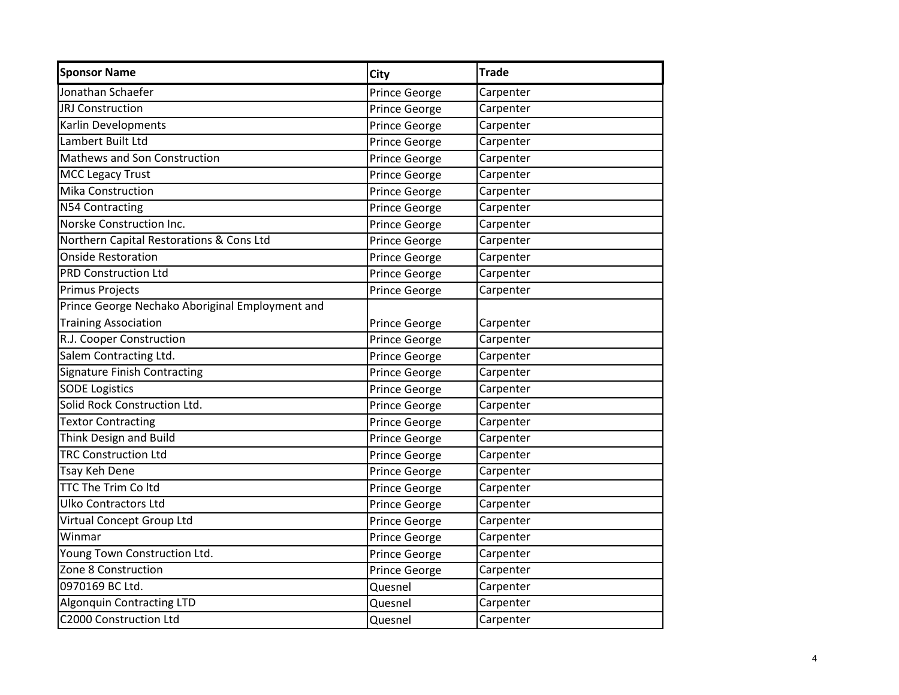| Sponsor Name | City | Trade |
|---|---|---|
| Jonathan Schaefer | Prince George | Carpenter |
| JRJ Construction | Prince George | Carpenter |
| Karlin Developments | Prince George | Carpenter |
| Lambert Built Ltd | Prince George | Carpenter |
| Mathews and Son Construction | Prince George | Carpenter |
| MCC Legacy Trust | Prince George | Carpenter |
| Mika Construction | Prince George | Carpenter |
| N54 Contracting | Prince George | Carpenter |
| Norske Construction Inc. | Prince George | Carpenter |
| Northern Capital Restorations & Cons Ltd | Prince George | Carpenter |
| Onside Restoration | Prince George | Carpenter |
| PRD Construction Ltd | Prince George | Carpenter |
| Primus Projects | Prince George | Carpenter |
| Prince George Nechako Aboriginal Employment and Training Association | Prince George | Carpenter |
| R.J. Cooper Construction | Prince George | Carpenter |
| Salem Contracting Ltd. | Prince George | Carpenter |
| Signature Finish Contracting | Prince George | Carpenter |
| SODE Logistics | Prince George | Carpenter |
| Solid Rock Construction Ltd. | Prince George | Carpenter |
| Textor Contracting | Prince George | Carpenter |
| Think Design and Build | Prince George | Carpenter |
| TRC Construction Ltd | Prince George | Carpenter |
| Tsay Keh Dene | Prince George | Carpenter |
| TTC The Trim Co ltd | Prince George | Carpenter |
| Ulko Contractors Ltd | Prince George | Carpenter |
| Virtual Concept Group Ltd | Prince George | Carpenter |
| Winmar | Prince George | Carpenter |
| Young Town Construction Ltd. | Prince George | Carpenter |
| Zone 8 Construction | Prince George | Carpenter |
| 0970169 BC Ltd. | Quesnel | Carpenter |
| Algonquin Contracting LTD | Quesnel | Carpenter |
| C2000 Construction Ltd | Quesnel | Carpenter |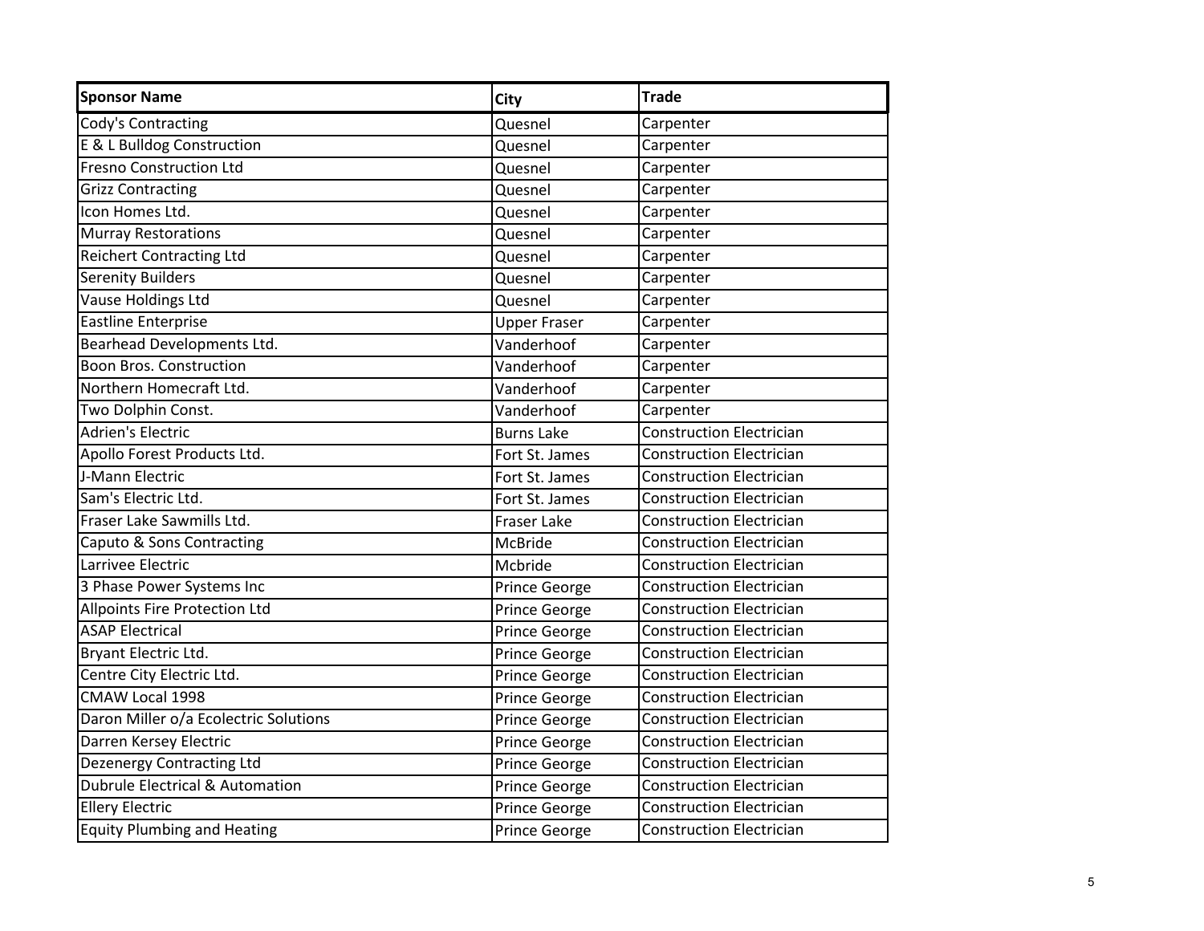| Sponsor Name | City | Trade |
|---|---|---|
| Cody's Contracting | Quesnel | Carpenter |
| E & L Bulldog Construction | Quesnel | Carpenter |
| Fresno Construction Ltd | Quesnel | Carpenter |
| Grizz Contracting | Quesnel | Carpenter |
| Icon Homes Ltd. | Quesnel | Carpenter |
| Murray Restorations | Quesnel | Carpenter |
| Reichert Contracting Ltd | Quesnel | Carpenter |
| Serenity Builders | Quesnel | Carpenter |
| Vause Holdings Ltd | Quesnel | Carpenter |
| Eastline Enterprise | Upper Fraser | Carpenter |
| Bearhead Developments Ltd. | Vanderhoof | Carpenter |
| Boon Bros. Construction | Vanderhoof | Carpenter |
| Northern Homecraft Ltd. | Vanderhoof | Carpenter |
| Two Dolphin Const. | Vanderhoof | Carpenter |
| Adrien's Electric | Burns Lake | Construction Electrician |
| Apollo Forest Products Ltd. | Fort St. James | Construction Electrician |
| J-Mann Electric | Fort St. James | Construction Electrician |
| Sam's Electric Ltd. | Fort St. James | Construction Electrician |
| Fraser Lake Sawmills Ltd. | Fraser Lake | Construction Electrician |
| Caputo & Sons Contracting | McBride | Construction Electrician |
| Larrivee Electric | Mcbride | Construction Electrician |
| 3 Phase Power Systems Inc | Prince George | Construction Electrician |
| Allpoints Fire Protection Ltd | Prince George | Construction Electrician |
| ASAP Electrical | Prince George | Construction Electrician |
| Bryant Electric Ltd. | Prince George | Construction Electrician |
| Centre City Electric Ltd. | Prince George | Construction Electrician |
| CMAW Local 1998 | Prince George | Construction Electrician |
| Daron Miller o/a Ecolectric Solutions | Prince George | Construction Electrician |
| Darren Kersey Electric | Prince George | Construction Electrician |
| Dezenergy Contracting Ltd | Prince George | Construction Electrician |
| Dubrule Electrical & Automation | Prince George | Construction Electrician |
| Ellery Electric | Prince George | Construction Electrician |
| Equity Plumbing and Heating | Prince George | Construction Electrician |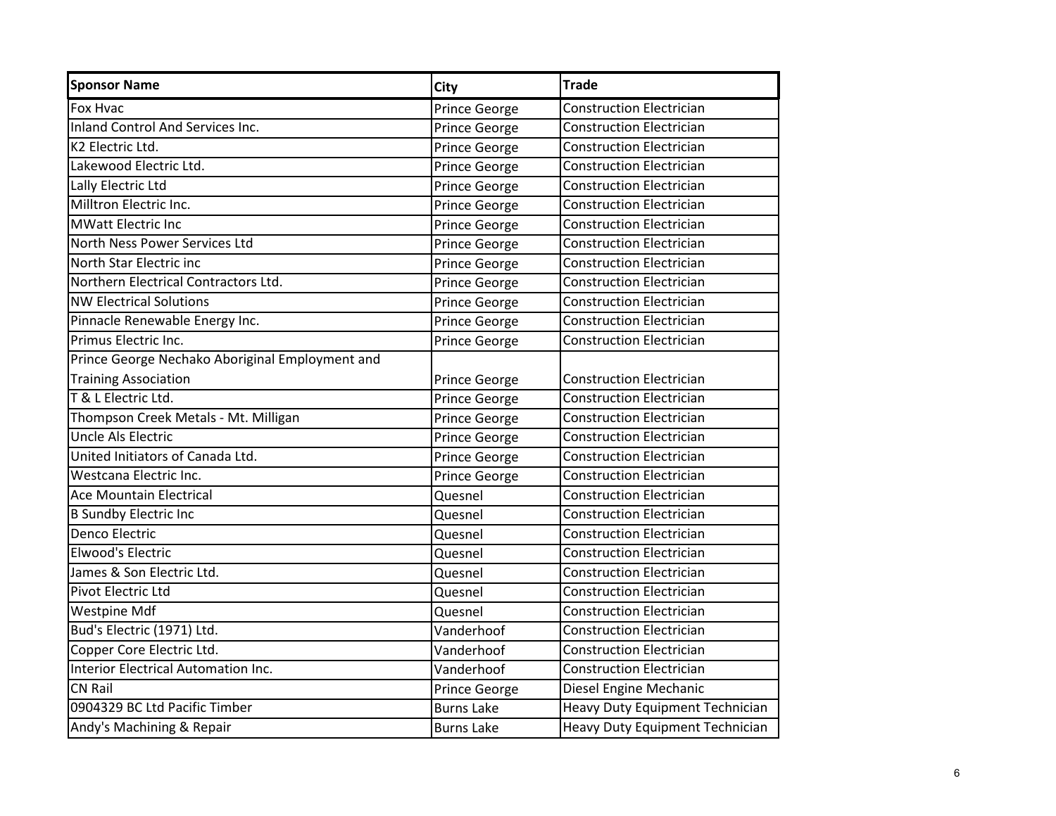| Sponsor Name | City | Trade |
| --- | --- | --- |
| Fox Hvac | Prince George | Construction Electrician |
| Inland Control And Services Inc. | Prince George | Construction Electrician |
| K2 Electric Ltd. | Prince George | Construction Electrician |
| Lakewood Electric Ltd. | Prince George | Construction Electrician |
| Lally Electric Ltd | Prince George | Construction Electrician |
| Milltron Electric Inc. | Prince George | Construction Electrician |
| MWatt Electric Inc | Prince George | Construction Electrician |
| North Ness Power Services Ltd | Prince George | Construction Electrician |
| North Star Electric inc | Prince George | Construction Electrician |
| Northern Electrical Contractors Ltd. | Prince George | Construction Electrician |
| NW Electrical Solutions | Prince George | Construction Electrician |
| Pinnacle Renewable Energy Inc. | Prince George | Construction Electrician |
| Primus Electric Inc. | Prince George | Construction Electrician |
| Prince George Nechako Aboriginal Employment and Training Association | Prince George | Construction Electrician |
| T & L Electric Ltd. | Prince George | Construction Electrician |
| Thompson Creek Metals - Mt. Milligan | Prince George | Construction Electrician |
| Uncle Als Electric | Prince George | Construction Electrician |
| United Initiators of Canada Ltd. | Prince George | Construction Electrician |
| Westcana Electric Inc. | Prince George | Construction Electrician |
| Ace Mountain Electrical | Quesnel | Construction Electrician |
| B Sundby Electric Inc | Quesnel | Construction Electrician |
| Denco Electric | Quesnel | Construction Electrician |
| Elwood's Electric | Quesnel | Construction Electrician |
| James & Son Electric Ltd. | Quesnel | Construction Electrician |
| Pivot Electric Ltd | Quesnel | Construction Electrician |
| Westpine Mdf | Quesnel | Construction Electrician |
| Bud's Electric (1971) Ltd. | Vanderhoof | Construction Electrician |
| Copper Core Electric Ltd. | Vanderhoof | Construction Electrician |
| Interior Electrical Automation Inc. | Vanderhoof | Construction Electrician |
| CN Rail | Prince George | Diesel Engine Mechanic |
| 0904329 BC Ltd Pacific Timber | Burns Lake | Heavy Duty Equipment Technician |
| Andy's Machining & Repair | Burns Lake | Heavy Duty Equipment Technician |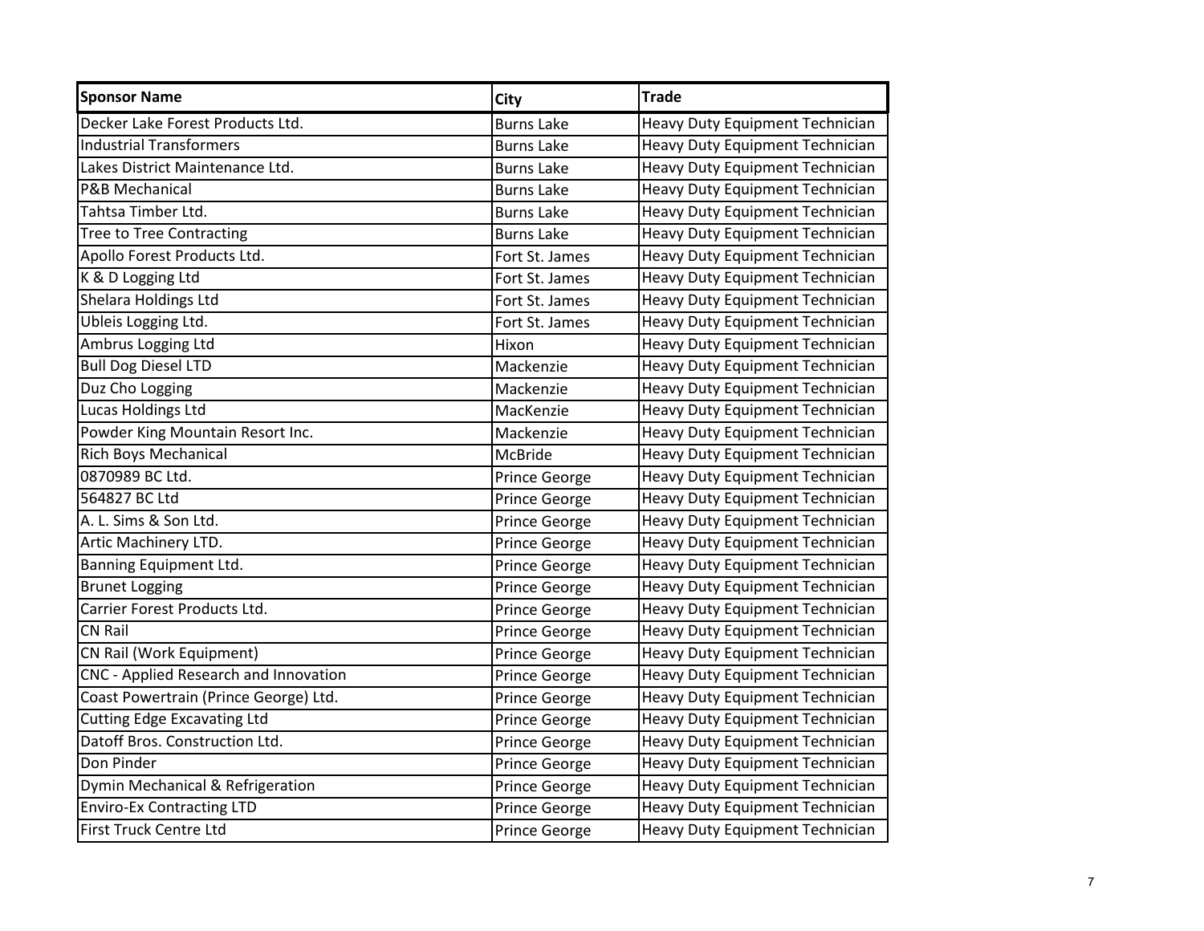| Sponsor Name | City | Trade |
|---|---|---|
| Decker Lake Forest Products Ltd. | Burns Lake | Heavy Duty Equipment Technician |
| Industrial Transformers | Burns Lake | Heavy Duty Equipment Technician |
| Lakes District Maintenance Ltd. | Burns Lake | Heavy Duty Equipment Technician |
| P&B Mechanical | Burns Lake | Heavy Duty Equipment Technician |
| Tahtsa Timber Ltd. | Burns Lake | Heavy Duty Equipment Technician |
| Tree to Tree Contracting | Burns Lake | Heavy Duty Equipment Technician |
| Apollo Forest Products Ltd. | Fort St. James | Heavy Duty Equipment Technician |
| K & D Logging Ltd | Fort St. James | Heavy Duty Equipment Technician |
| Shelara Holdings Ltd | Fort St. James | Heavy Duty Equipment Technician |
| Ubleis Logging Ltd. | Fort St. James | Heavy Duty Equipment Technician |
| Ambrus Logging Ltd | Hixon | Heavy Duty Equipment Technician |
| Bull Dog Diesel LTD | Mackenzie | Heavy Duty Equipment Technician |
| Duz Cho Logging | Mackenzie | Heavy Duty Equipment Technician |
| Lucas Holdings Ltd | MacKenzie | Heavy Duty Equipment Technician |
| Powder King Mountain Resort Inc. | Mackenzie | Heavy Duty Equipment Technician |
| Rich Boys Mechanical | McBride | Heavy Duty Equipment Technician |
| 0870989 BC Ltd. | Prince George | Heavy Duty Equipment Technician |
| 564827 BC Ltd | Prince George | Heavy Duty Equipment Technician |
| A. L. Sims & Son Ltd. | Prince George | Heavy Duty Equipment Technician |
| Artic Machinery LTD. | Prince George | Heavy Duty Equipment Technician |
| Banning Equipment Ltd. | Prince George | Heavy Duty Equipment Technician |
| Brunet Logging | Prince George | Heavy Duty Equipment Technician |
| Carrier Forest Products Ltd. | Prince George | Heavy Duty Equipment Technician |
| CN Rail | Prince George | Heavy Duty Equipment Technician |
| CN Rail (Work Equipment) | Prince George | Heavy Duty Equipment Technician |
| CNC - Applied Research and Innovation | Prince George | Heavy Duty Equipment Technician |
| Coast Powertrain (Prince George) Ltd. | Prince George | Heavy Duty Equipment Technician |
| Cutting Edge Excavating Ltd | Prince George | Heavy Duty Equipment Technician |
| Datoff Bros. Construction Ltd. | Prince George | Heavy Duty Equipment Technician |
| Don Pinder | Prince George | Heavy Duty Equipment Technician |
| Dymin Mechanical & Refrigeration | Prince George | Heavy Duty Equipment Technician |
| Enviro-Ex Contracting LTD | Prince George | Heavy Duty Equipment Technician |
| First Truck Centre Ltd | Prince George | Heavy Duty Equipment Technician |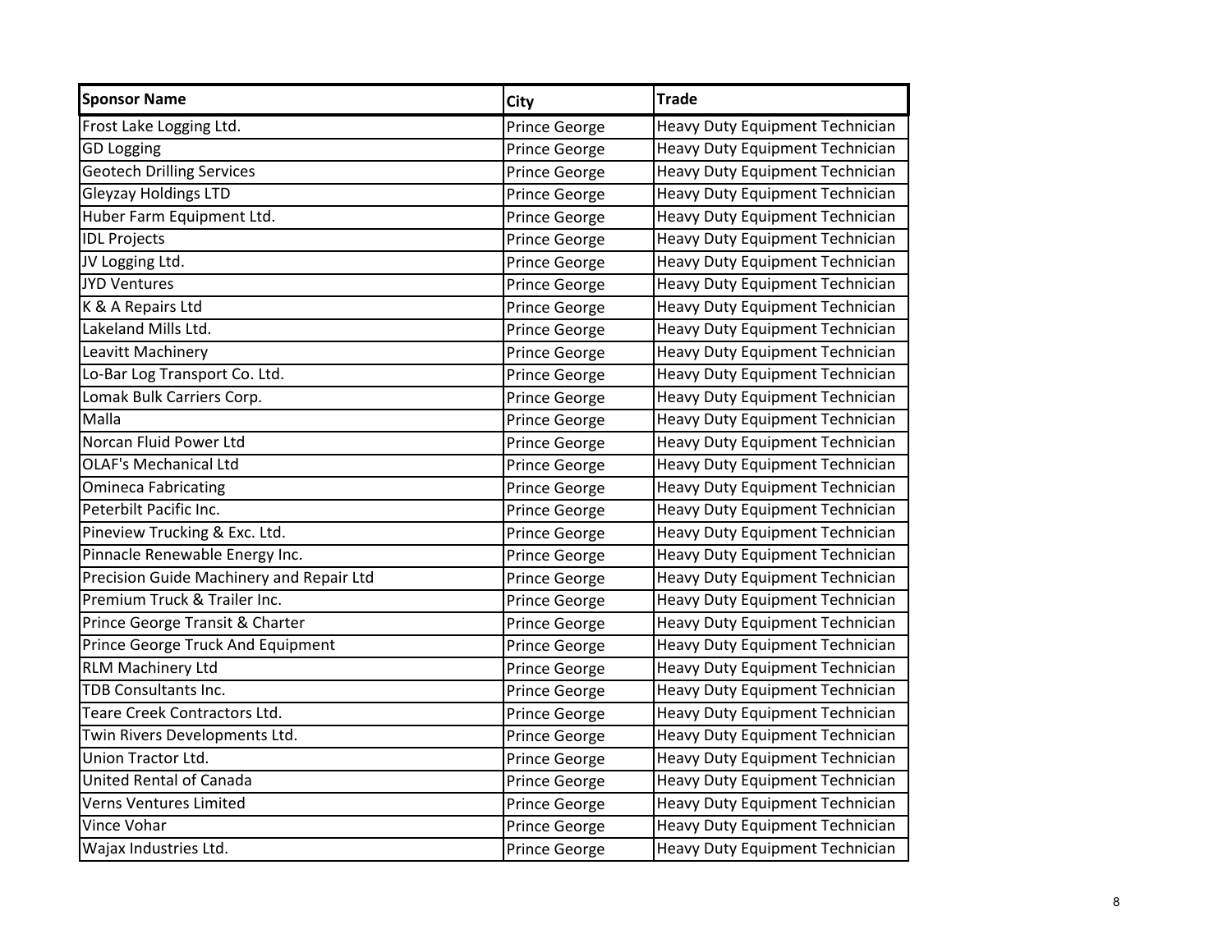| Sponsor Name | City | Trade |
| --- | --- | --- |
| Frost Lake Logging Ltd. | Prince George | Heavy Duty Equipment Technician |
| GD Logging | Prince George | Heavy Duty Equipment Technician |
| Geotech Drilling Services | Prince George | Heavy Duty Equipment Technician |
| Gleyzay Holdings LTD | Prince George | Heavy Duty Equipment Technician |
| Huber Farm Equipment Ltd. | Prince George | Heavy Duty Equipment Technician |
| IDL Projects | Prince George | Heavy Duty Equipment Technician |
| JV Logging Ltd. | Prince George | Heavy Duty Equipment Technician |
| JYD Ventures | Prince George | Heavy Duty Equipment Technician |
| K & A Repairs Ltd | Prince George | Heavy Duty Equipment Technician |
| Lakeland Mills Ltd. | Prince George | Heavy Duty Equipment Technician |
| Leavitt Machinery | Prince George | Heavy Duty Equipment Technician |
| Lo-Bar Log Transport Co. Ltd. | Prince George | Heavy Duty Equipment Technician |
| Lomak Bulk Carriers Corp. | Prince George | Heavy Duty Equipment Technician |
| Malla | Prince George | Heavy Duty Equipment Technician |
| Norcan Fluid Power Ltd | Prince George | Heavy Duty Equipment Technician |
| OLAF's Mechanical Ltd | Prince George | Heavy Duty Equipment Technician |
| Omineca Fabricating | Prince George | Heavy Duty Equipment Technician |
| Peterbilt Pacific Inc. | Prince George | Heavy Duty Equipment Technician |
| Pineview Trucking & Exc. Ltd. | Prince George | Heavy Duty Equipment Technician |
| Pinnacle Renewable Energy Inc. | Prince George | Heavy Duty Equipment Technician |
| Precision Guide Machinery and Repair Ltd | Prince George | Heavy Duty Equipment Technician |
| Premium Truck & Trailer Inc. | Prince George | Heavy Duty Equipment Technician |
| Prince George Transit & Charter | Prince George | Heavy Duty Equipment Technician |
| Prince George Truck And Equipment | Prince George | Heavy Duty Equipment Technician |
| RLM Machinery Ltd | Prince George | Heavy Duty Equipment Technician |
| TDB Consultants Inc. | Prince George | Heavy Duty Equipment Technician |
| Teare Creek Contractors Ltd. | Prince George | Heavy Duty Equipment Technician |
| Twin Rivers Developments Ltd. | Prince George | Heavy Duty Equipment Technician |
| Union Tractor Ltd. | Prince George | Heavy Duty Equipment Technician |
| United Rental of Canada | Prince George | Heavy Duty Equipment Technician |
| Verns Ventures Limited | Prince George | Heavy Duty Equipment Technician |
| Vince Vohar | Prince George | Heavy Duty Equipment Technician |
| Wajax Industries Ltd. | Prince George | Heavy Duty Equipment Technician |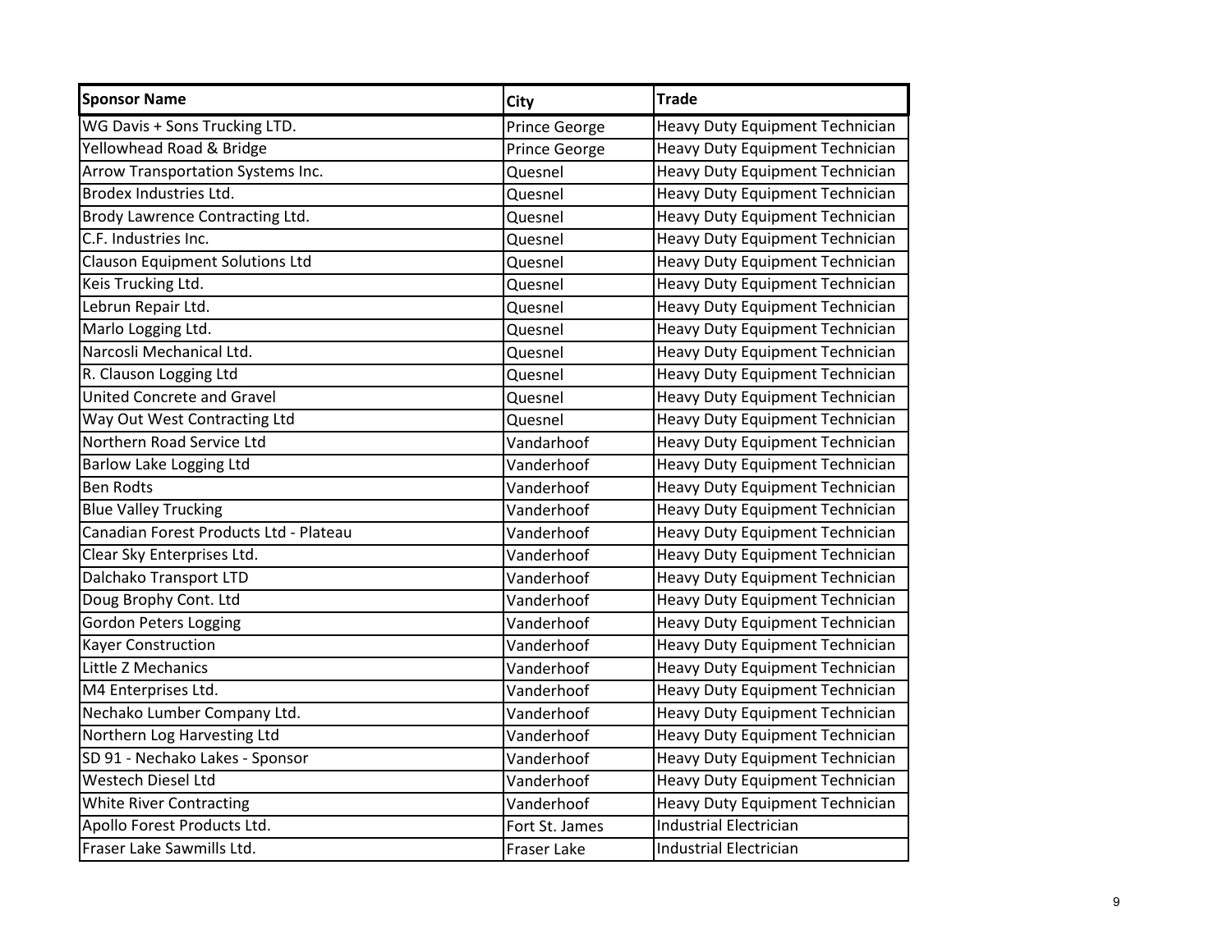| Sponsor Name | City | Trade |
|---|---|---|
| WG Davis + Sons Trucking LTD. | Prince George | Heavy Duty Equipment Technician |
| Yellowhead Road & Bridge | Prince George | Heavy Duty Equipment Technician |
| Arrow Transportation Systems Inc. | Quesnel | Heavy Duty Equipment Technician |
| Brodex Industries Ltd. | Quesnel | Heavy Duty Equipment Technician |
| Brody Lawrence Contracting Ltd. | Quesnel | Heavy Duty Equipment Technician |
| C.F. Industries Inc. | Quesnel | Heavy Duty Equipment Technician |
| Clauson Equipment Solutions Ltd | Quesnel | Heavy Duty Equipment Technician |
| Keis Trucking Ltd. | Quesnel | Heavy Duty Equipment Technician |
| Lebrun Repair Ltd. | Quesnel | Heavy Duty Equipment Technician |
| Marlo Logging Ltd. | Quesnel | Heavy Duty Equipment Technician |
| Narcosli Mechanical Ltd. | Quesnel | Heavy Duty Equipment Technician |
| R. Clauson Logging Ltd | Quesnel | Heavy Duty Equipment Technician |
| United Concrete and Gravel | Quesnel | Heavy Duty Equipment Technician |
| Way Out West Contracting Ltd | Quesnel | Heavy Duty Equipment Technician |
| Northern Road Service Ltd | Vandarhoof | Heavy Duty Equipment Technician |
| Barlow Lake Logging Ltd | Vanderhoof | Heavy Duty Equipment Technician |
| Ben Rodts | Vanderhoof | Heavy Duty Equipment Technician |
| Blue Valley Trucking | Vanderhoof | Heavy Duty Equipment Technician |
| Canadian Forest Products Ltd - Plateau | Vanderhoof | Heavy Duty Equipment Technician |
| Clear Sky Enterprises Ltd. | Vanderhoof | Heavy Duty Equipment Technician |
| Dalchako Transport LTD | Vanderhoof | Heavy Duty Equipment Technician |
| Doug Brophy Cont. Ltd | Vanderhoof | Heavy Duty Equipment Technician |
| Gordon Peters Logging | Vanderhoof | Heavy Duty Equipment Technician |
| Kayer Construction | Vanderhoof | Heavy Duty Equipment Technician |
| Little Z Mechanics | Vanderhoof | Heavy Duty Equipment Technician |
| M4 Enterprises Ltd. | Vanderhoof | Heavy Duty Equipment Technician |
| Nechako Lumber Company Ltd. | Vanderhoof | Heavy Duty Equipment Technician |
| Northern Log Harvesting Ltd | Vanderhoof | Heavy Duty Equipment Technician |
| SD 91 - Nechako Lakes - Sponsor | Vanderhoof | Heavy Duty Equipment Technician |
| Westech Diesel Ltd | Vanderhoof | Heavy Duty Equipment Technician |
| White River Contracting | Vanderhoof | Heavy Duty Equipment Technician |
| Apollo Forest Products Ltd. | Fort St. James | Industrial Electrician |
| Fraser Lake Sawmills Ltd. | Fraser Lake | Industrial Electrician |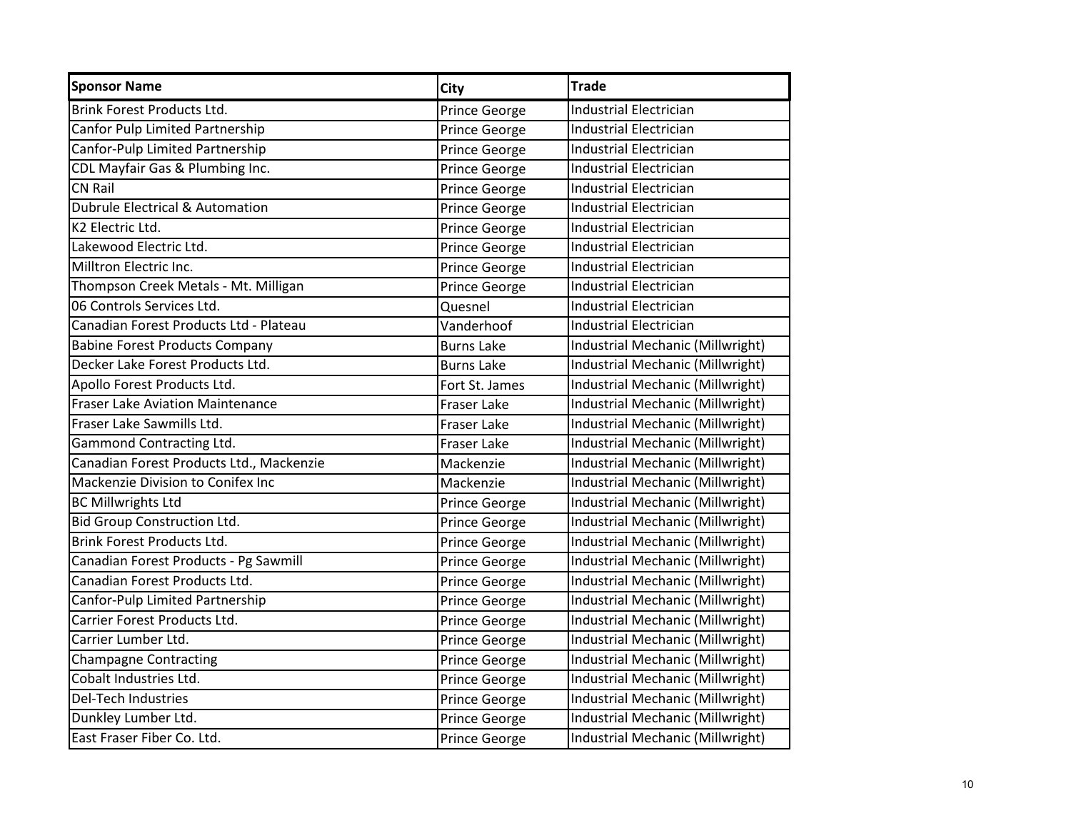| Sponsor Name | City | Trade |
|---|---|---|
| Brink Forest Products Ltd. | Prince George | Industrial Electrician |
| Canfor Pulp Limited Partnership | Prince George | Industrial Electrician |
| Canfor-Pulp Limited Partnership | Prince George | Industrial Electrician |
| CDL Mayfair Gas & Plumbing Inc. | Prince George | Industrial Electrician |
| CN Rail | Prince George | Industrial Electrician |
| Dubrule Electrical & Automation | Prince George | Industrial Electrician |
| K2 Electric Ltd. | Prince George | Industrial Electrician |
| Lakewood Electric Ltd. | Prince George | Industrial Electrician |
| Milltron Electric Inc. | Prince George | Industrial Electrician |
| Thompson Creek Metals - Mt. Milligan | Prince George | Industrial Electrician |
| 06 Controls Services Ltd. | Quesnel | Industrial Electrician |
| Canadian Forest Products Ltd - Plateau | Vanderhoof | Industrial Electrician |
| Babine Forest Products Company | Burns Lake | Industrial Mechanic (Millwright) |
| Decker Lake Forest Products Ltd. | Burns Lake | Industrial Mechanic (Millwright) |
| Apollo Forest Products Ltd. | Fort St. James | Industrial Mechanic (Millwright) |
| Fraser Lake Aviation Maintenance | Fraser Lake | Industrial Mechanic (Millwright) |
| Fraser Lake Sawmills Ltd. | Fraser Lake | Industrial Mechanic (Millwright) |
| Gammond Contracting Ltd. | Fraser Lake | Industrial Mechanic (Millwright) |
| Canadian Forest Products Ltd., Mackenzie | Mackenzie | Industrial Mechanic (Millwright) |
| Mackenzie Division to Conifex Inc | Mackenzie | Industrial Mechanic (Millwright) |
| BC Millwrights Ltd | Prince George | Industrial Mechanic (Millwright) |
| Bid Group Construction Ltd. | Prince George | Industrial Mechanic (Millwright) |
| Brink Forest Products Ltd. | Prince George | Industrial Mechanic (Millwright) |
| Canadian Forest Products - Pg Sawmill | Prince George | Industrial Mechanic (Millwright) |
| Canadian Forest Products Ltd. | Prince George | Industrial Mechanic (Millwright) |
| Canfor-Pulp Limited Partnership | Prince George | Industrial Mechanic (Millwright) |
| Carrier Forest Products Ltd. | Prince George | Industrial Mechanic (Millwright) |
| Carrier Lumber Ltd. | Prince George | Industrial Mechanic (Millwright) |
| Champagne Contracting | Prince George | Industrial Mechanic (Millwright) |
| Cobalt Industries Ltd. | Prince George | Industrial Mechanic (Millwright) |
| Del-Tech Industries | Prince George | Industrial Mechanic (Millwright) |
| Dunkley Lumber Ltd. | Prince George | Industrial Mechanic (Millwright) |
| East Fraser Fiber Co. Ltd. | Prince George | Industrial Mechanic (Millwright) |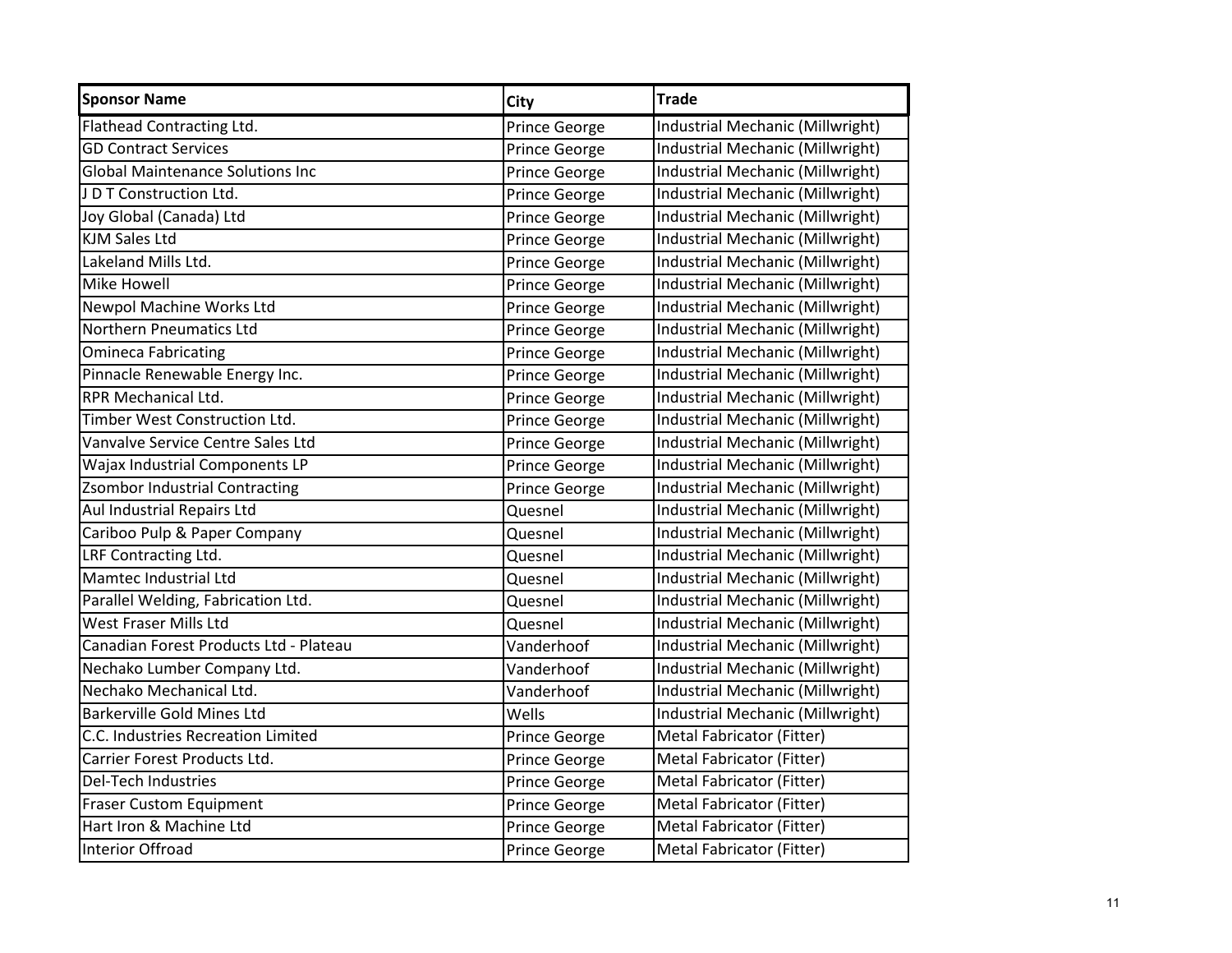| Sponsor Name | City | Trade |
|---|---|---|
| Flathead Contracting Ltd. | Prince George | Industrial Mechanic (Millwright) |
| GD Contract Services | Prince George | Industrial Mechanic (Millwright) |
| Global Maintenance Solutions Inc | Prince George | Industrial Mechanic (Millwright) |
| J D T Construction Ltd. | Prince George | Industrial Mechanic (Millwright) |
| Joy Global (Canada) Ltd | Prince George | Industrial Mechanic (Millwright) |
| KJM Sales Ltd | Prince George | Industrial Mechanic (Millwright) |
| Lakeland Mills Ltd. | Prince George | Industrial Mechanic (Millwright) |
| Mike Howell | Prince George | Industrial Mechanic (Millwright) |
| Newpol Machine Works Ltd | Prince George | Industrial Mechanic (Millwright) |
| Northern Pneumatics Ltd | Prince George | Industrial Mechanic (Millwright) |
| Omineca Fabricating | Prince George | Industrial Mechanic (Millwright) |
| Pinnacle Renewable Energy Inc. | Prince George | Industrial Mechanic (Millwright) |
| RPR Mechanical Ltd. | Prince George | Industrial Mechanic (Millwright) |
| Timber West Construction Ltd. | Prince George | Industrial Mechanic (Millwright) |
| Vanvalve Service Centre Sales Ltd | Prince George | Industrial Mechanic (Millwright) |
| Wajax Industrial Components LP | Prince George | Industrial Mechanic (Millwright) |
| Zsombor Industrial Contracting | Prince George | Industrial Mechanic (Millwright) |
| Aul Industrial Repairs Ltd | Quesnel | Industrial Mechanic (Millwright) |
| Cariboo Pulp & Paper Company | Quesnel | Industrial Mechanic (Millwright) |
| LRF Contracting Ltd. | Quesnel | Industrial Mechanic (Millwright) |
| Mamtec Industrial Ltd | Quesnel | Industrial Mechanic (Millwright) |
| Parallel Welding, Fabrication Ltd. | Quesnel | Industrial Mechanic (Millwright) |
| West Fraser Mills Ltd | Quesnel | Industrial Mechanic (Millwright) |
| Canadian Forest Products Ltd - Plateau | Vanderhoof | Industrial Mechanic (Millwright) |
| Nechako Lumber Company Ltd. | Vanderhoof | Industrial Mechanic (Millwright) |
| Nechako Mechanical Ltd. | Vanderhoof | Industrial Mechanic (Millwright) |
| Barkerville Gold Mines Ltd | Wells | Industrial Mechanic (Millwright) |
| C.C. Industries Recreation Limited | Prince George | Metal Fabricator (Fitter) |
| Carrier Forest Products Ltd. | Prince George | Metal Fabricator (Fitter) |
| Del-Tech Industries | Prince George | Metal Fabricator (Fitter) |
| Fraser Custom Equipment | Prince George | Metal Fabricator (Fitter) |
| Hart Iron & Machine Ltd | Prince George | Metal Fabricator (Fitter) |
| Interior Offroad | Prince George | Metal Fabricator (Fitter) |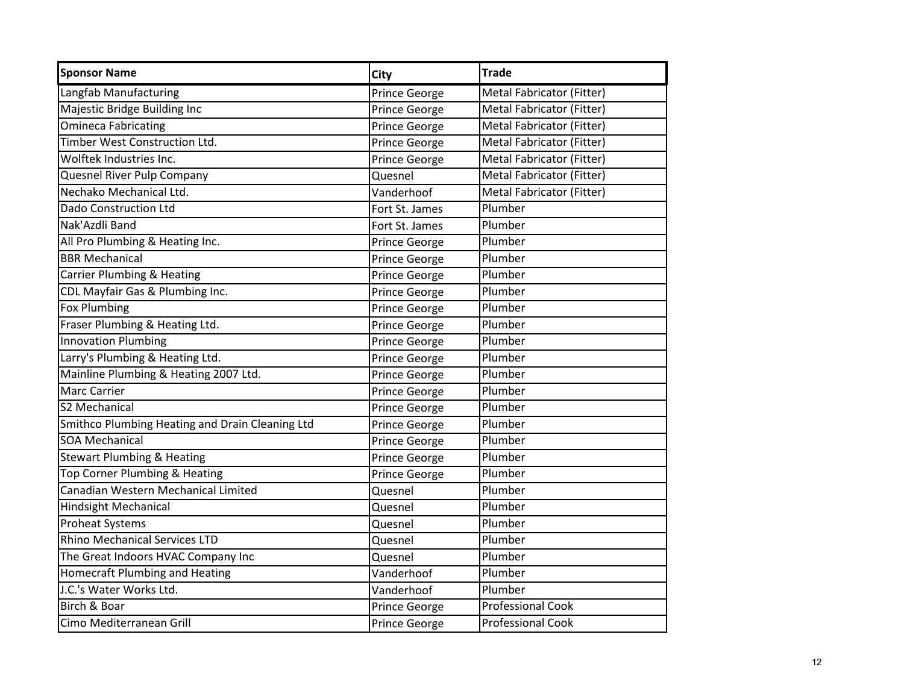| Sponsor Name | City | Trade |
|---|---|---|
| Langfab Manufacturing | Prince George | Metal Fabricator (Fitter) |
| Majestic Bridge Building Inc | Prince George | Metal Fabricator (Fitter) |
| Omineca Fabricating | Prince George | Metal Fabricator (Fitter) |
| Timber West Construction Ltd. | Prince George | Metal Fabricator (Fitter) |
| Wolftek Industries Inc. | Prince George | Metal Fabricator (Fitter) |
| Quesnel River Pulp Company | Quesnel | Metal Fabricator (Fitter) |
| Nechako Mechanical Ltd. | Vanderhoof | Metal Fabricator (Fitter) |
| Dado Construction Ltd | Fort St. James | Plumber |
| Nak'Azdli Band | Fort St. James | Plumber |
| All Pro Plumbing & Heating Inc. | Prince George | Plumber |
| BBR Mechanical | Prince George | Plumber |
| Carrier Plumbing & Heating | Prince George | Plumber |
| CDL Mayfair Gas & Plumbing Inc. | Prince George | Plumber |
| Fox Plumbing | Prince George | Plumber |
| Fraser Plumbing & Heating Ltd. | Prince George | Plumber |
| Innovation Plumbing | Prince George | Plumber |
| Larry's Plumbing & Heating Ltd. | Prince George | Plumber |
| Mainline Plumbing & Heating 2007 Ltd. | Prince George | Plumber |
| Marc Carrier | Prince George | Plumber |
| S2 Mechanical | Prince George | Plumber |
| Smithco Plumbing Heating and Drain Cleaning Ltd | Prince George | Plumber |
| SOA Mechanical | Prince George | Plumber |
| Stewart Plumbing & Heating | Prince George | Plumber |
| Top Corner Plumbing & Heating | Prince George | Plumber |
| Canadian Western Mechanical Limited | Quesnel | Plumber |
| Hindsight Mechanical | Quesnel | Plumber |
| Proheat Systems | Quesnel | Plumber |
| Rhino Mechanical Services LTD | Quesnel | Plumber |
| The Great Indoors HVAC Company Inc | Quesnel | Plumber |
| Homecraft Plumbing and Heating | Vanderhoof | Plumber |
| J.C.'s Water Works Ltd. | Vanderhoof | Plumber |
| Birch & Boar | Prince George | Professional Cook |
| Cimo Mediterranean Grill | Prince George | Professional Cook |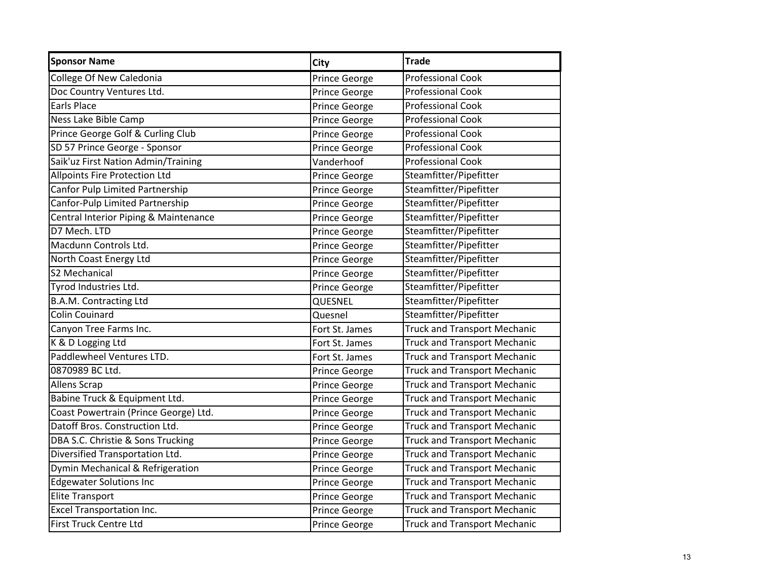| Sponsor Name | City | Trade |
| --- | --- | --- |
| College Of New Caledonia | Prince George | Professional Cook |
| Doc Country Ventures Ltd. | Prince George | Professional Cook |
| Earls Place | Prince George | Professional Cook |
| Ness Lake Bible Camp | Prince George | Professional Cook |
| Prince George Golf & Curling Club | Prince George | Professional Cook |
| SD 57 Prince George - Sponsor | Prince George | Professional Cook |
| Saik'uz First Nation Admin/Training | Vanderhoof | Professional Cook |
| Allpoints Fire Protection Ltd | Prince George | Steamfitter/Pipefitter |
| Canfor Pulp Limited Partnership | Prince George | Steamfitter/Pipefitter |
| Canfor-Pulp Limited Partnership | Prince George | Steamfitter/Pipefitter |
| Central Interior Piping & Maintenance | Prince George | Steamfitter/Pipefitter |
| D7 Mech. LTD | Prince George | Steamfitter/Pipefitter |
| Macdunn Controls Ltd. | Prince George | Steamfitter/Pipefitter |
| North Coast Energy Ltd | Prince George | Steamfitter/Pipefitter |
| S2 Mechanical | Prince George | Steamfitter/Pipefitter |
| Tyrod Industries Ltd. | Prince George | Steamfitter/Pipefitter |
| B.A.M. Contracting Ltd | QUESNEL | Steamfitter/Pipefitter |
| Colin Couinard | Quesnel | Steamfitter/Pipefitter |
| Canyon Tree Farms Inc. | Fort St. James | Truck and Transport Mechanic |
| K & D Logging Ltd | Fort St. James | Truck and Transport Mechanic |
| Paddlewheel Ventures LTD. | Fort St. James | Truck and Transport Mechanic |
| 0870989 BC Ltd. | Prince George | Truck and Transport Mechanic |
| Allens Scrap | Prince George | Truck and Transport Mechanic |
| Babine Truck & Equipment Ltd. | Prince George | Truck and Transport Mechanic |
| Coast Powertrain (Prince George) Ltd. | Prince George | Truck and Transport Mechanic |
| Datoff Bros. Construction Ltd. | Prince George | Truck and Transport Mechanic |
| DBA S.C. Christie & Sons Trucking | Prince George | Truck and Transport Mechanic |
| Diversified Transportation Ltd. | Prince George | Truck and Transport Mechanic |
| Dymin Mechanical & Refrigeration | Prince George | Truck and Transport Mechanic |
| Edgewater Solutions Inc | Prince George | Truck and Transport Mechanic |
| Elite Transport | Prince George | Truck and Transport Mechanic |
| Excel Transportation Inc. | Prince George | Truck and Transport Mechanic |
| First Truck Centre Ltd | Prince George | Truck and Transport Mechanic |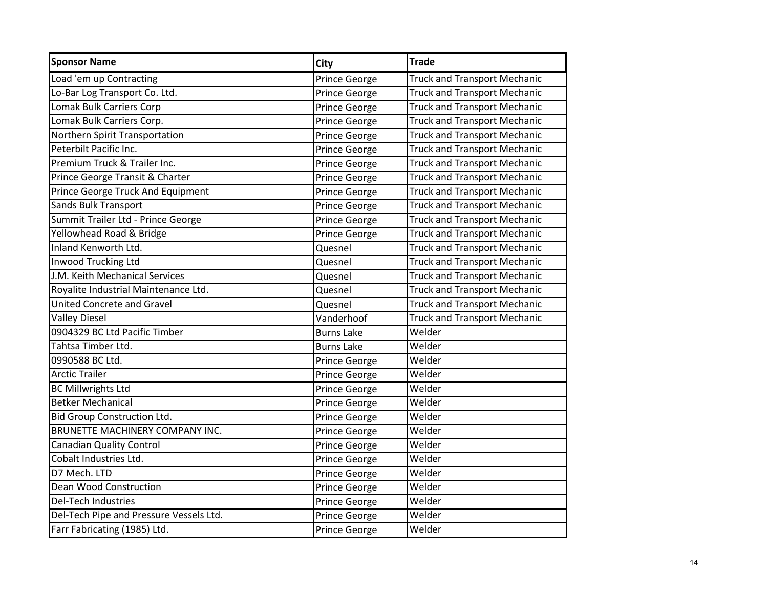| Sponsor Name | City | Trade |
|---|---|---|
| Load 'em up Contracting | Prince George | Truck and Transport Mechanic |
| Lo-Bar Log Transport Co. Ltd. | Prince George | Truck and Transport Mechanic |
| Lomak Bulk Carriers Corp | Prince George | Truck and Transport Mechanic |
| Lomak Bulk Carriers Corp. | Prince George | Truck and Transport Mechanic |
| Northern Spirit Transportation | Prince George | Truck and Transport Mechanic |
| Peterbilt Pacific Inc. | Prince George | Truck and Transport Mechanic |
| Premium Truck & Trailer Inc. | Prince George | Truck and Transport Mechanic |
| Prince George Transit & Charter | Prince George | Truck and Transport Mechanic |
| Prince George Truck And Equipment | Prince George | Truck and Transport Mechanic |
| Sands Bulk Transport | Prince George | Truck and Transport Mechanic |
| Summit Trailer Ltd - Prince George | Prince George | Truck and Transport Mechanic |
| Yellowhead Road & Bridge | Prince George | Truck and Transport Mechanic |
| Inland Kenworth Ltd. | Quesnel | Truck and Transport Mechanic |
| Inwood Trucking Ltd | Quesnel | Truck and Transport Mechanic |
| J.M. Keith Mechanical Services | Quesnel | Truck and Transport Mechanic |
| Royalite Industrial Maintenance Ltd. | Quesnel | Truck and Transport Mechanic |
| United Concrete and Gravel | Quesnel | Truck and Transport Mechanic |
| Valley Diesel | Vanderhoof | Truck and Transport Mechanic |
| 0904329 BC Ltd Pacific Timber | Burns Lake | Welder |
| Tahtsa Timber Ltd. | Burns Lake | Welder |
| 0990588 BC Ltd. | Prince George | Welder |
| Arctic Trailer | Prince George | Welder |
| BC Millwrights Ltd | Prince George | Welder |
| Betker Mechanical | Prince George | Welder |
| Bid Group Construction Ltd. | Prince George | Welder |
| BRUNETTE MACHINERY COMPANY INC. | Prince George | Welder |
| Canadian Quality Control | Prince George | Welder |
| Cobalt Industries Ltd. | Prince George | Welder |
| D7 Mech. LTD | Prince George | Welder |
| Dean Wood Construction | Prince George | Welder |
| Del-Tech Industries | Prince George | Welder |
| Del-Tech Pipe and Pressure Vessels Ltd. | Prince George | Welder |
| Farr Fabricating (1985) Ltd. | Prince George | Welder |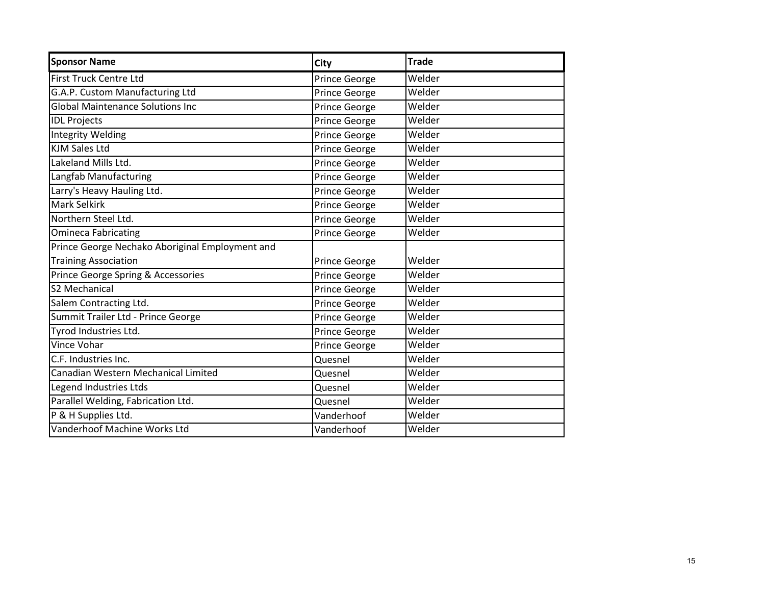| Sponsor Name | City | Trade |
|---|---|---|
| First Truck Centre Ltd | Prince George | Welder |
| G.A.P. Custom Manufacturing Ltd | Prince George | Welder |
| Global Maintenance Solutions Inc | Prince George | Welder |
| IDL Projects | Prince George | Welder |
| Integrity Welding | Prince George | Welder |
| KJM Sales Ltd | Prince George | Welder |
| Lakeland Mills Ltd. | Prince George | Welder |
| Langfab Manufacturing | Prince George | Welder |
| Larry's Heavy Hauling Ltd. | Prince George | Welder |
| Mark Selkirk | Prince George | Welder |
| Northern Steel Ltd. | Prince George | Welder |
| Omineca Fabricating | Prince George | Welder |
| Prince George Nechako Aboriginal Employment and Training Association | Prince George | Welder |
| Prince George Spring & Accessories | Prince George | Welder |
| S2 Mechanical | Prince George | Welder |
| Salem Contracting Ltd. | Prince George | Welder |
| Summit Trailer Ltd - Prince George | Prince George | Welder |
| Tyrod Industries Ltd. | Prince George | Welder |
| Vince Vohar | Prince George | Welder |
| C.F. Industries Inc. | Quesnel | Welder |
| Canadian Western Mechanical Limited | Quesnel | Welder |
| Legend Industries Ltds | Quesnel | Welder |
| Parallel Welding, Fabrication Ltd. | Quesnel | Welder |
| P & H Supplies Ltd. | Vanderhoof | Welder |
| Vanderhoof Machine Works Ltd | Vanderhoof | Welder |